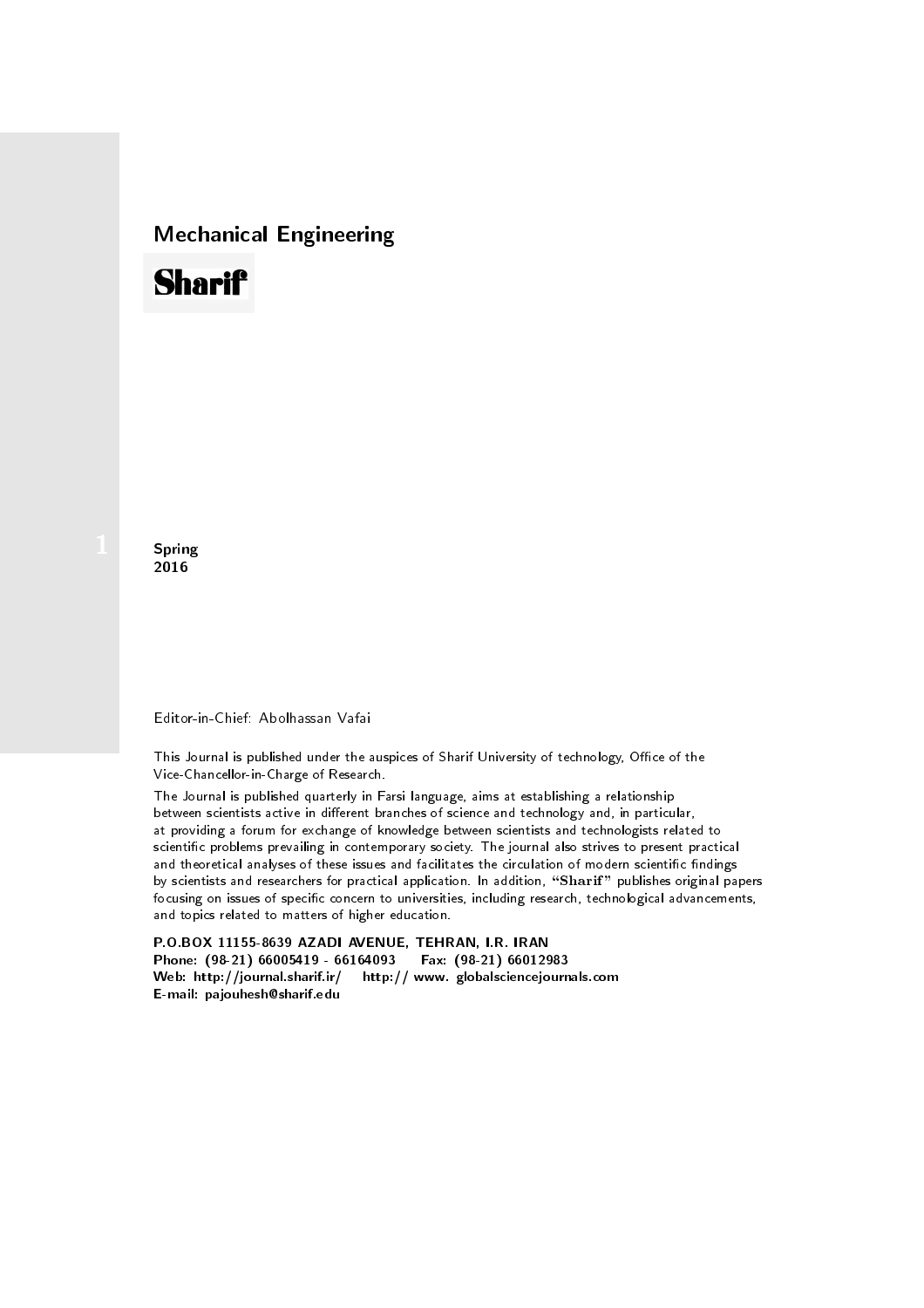## Mechanical Engineering

# Sharif

1

**Spring**
**2016**

Editor-in-Chief: Abolhassan Vafai

This Journal is published under the auspices of Sharif University of technology, Office of the Vice-Chancellor-in-Charge of Research.

The Journal is published quarterly in Farsi language, aims at establishing a relationship between scientists active in different branches of science and technology and, in particular, at providing a forum for exchange of knowledge between scientists and technologists related to scientific problems prevailing in contemporary society. The journal also strives to present practical and theoretical analyses of these issues and facilitates the circulation of modern scientific findings by scientists and researchers for practical application. In addition, "**Sharif**" publishes original papers focusing on issues of specific concern to universities, including research, technological advancements, and topics related to matters of higher education.

**P.O.BOX 11155-8639 AZADI AVENUE, TEHRAN, I.R. IRAN**
**Phone: (98-21) 66005419 - 66164093 Fax: (98-21) 66012983**
**Web: http://journal.sharif.ir/ http:// www. globalsciencejournals.com**
**E-mail: pajouhesh@sharif.edu**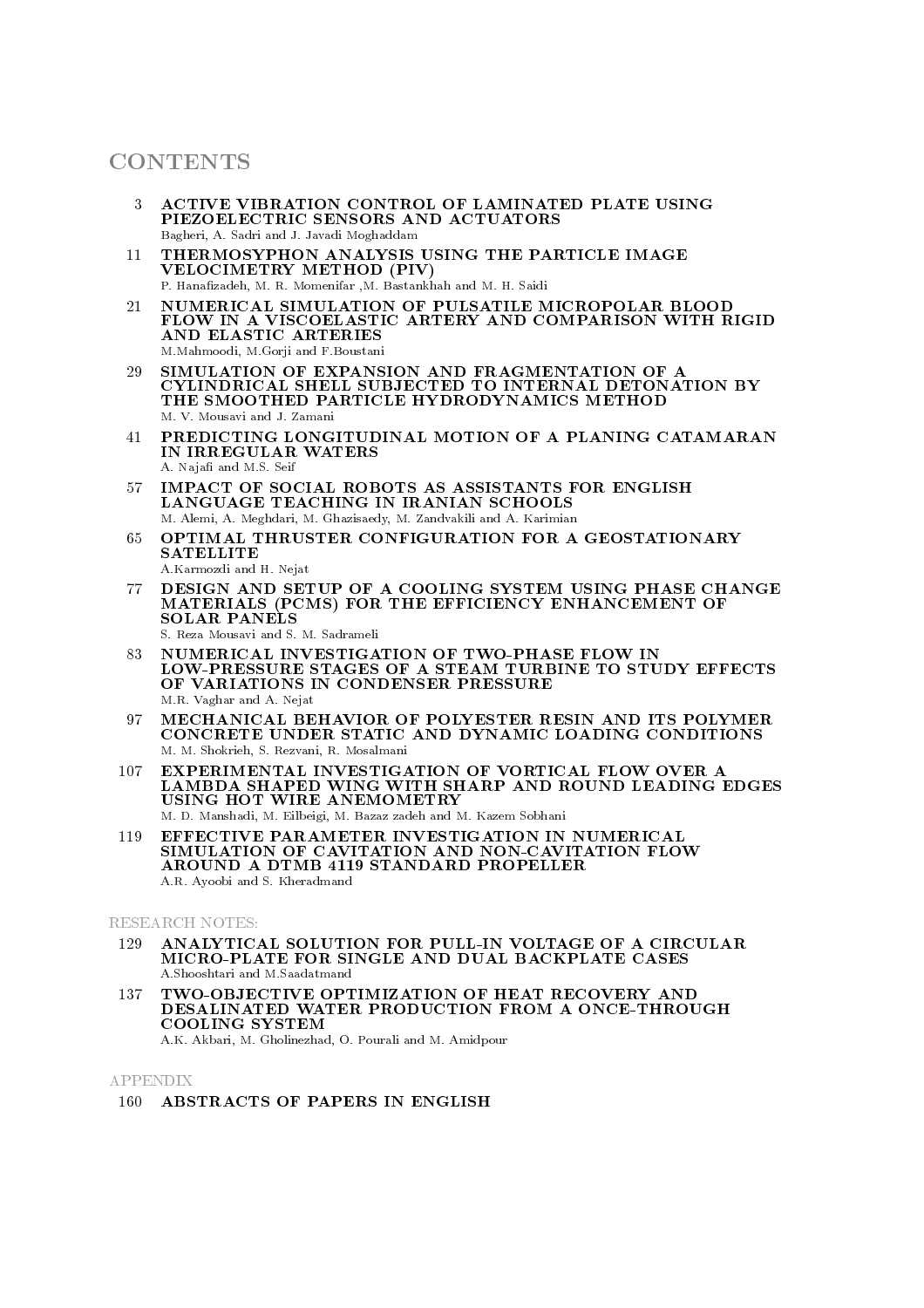# CONTENTS

3 **ACTIVE VIBRATION CONTROL OF LAMINATED PLATE USING PIEZOELECTRIC SENSORS AND ACTUATORS**
Bagheri, A. Sadri and J. Javadi Moghaddam

11 **THERMOSYPHON ANALYSIS USING THE PARTICLE IMAGE VELOCIMETRY METHOD (PIV)**
P. Hanafizadeh, M. R. Momenifar ,M. Bastankhah and M. H. Saidi

21 **NUMERICAL SIMULATION OF PULSATILE MICROPOLAR BLOOD FLOW IN A VISCOELASTIC ARTERY AND COMPARISON WITH RIGID AND ELASTIC ARTERIES**
M.Mahmoodi, M.Gorji and F.Boustani

29 **SIMULATION OF EXPANSION AND FRAGMENTATION OF A CYLINDRICAL SHELL SUBJECTED TO INTERNAL DETONATION BY THE SMOOTHED PARTICLE HYDRODYNAMICS METHOD**
M. V. Mousavi and J. Zamani

41 **PREDICTING LONGITUDINAL MOTION OF A PLANING CATAMARAN IN IRREGULAR WATERS**
A. Najafi and M.S. Seif

57 **IMPACT OF SOCIAL ROBOTS AS ASSISTANTS FOR ENGLISH LANGUAGE TEACHING IN IRANIAN SCHOOLS**
M. Alemi, A. Meghdari, M. Ghazisaedy, M. Zandvakili and A. Karimian

65 **OPTIMAL THRUSTER CONFIGURATION FOR A GEOSTATIONARY SATELLITE**
A.Karmozdi and H. Nejat

77 **DESIGN AND SETUP OF A COOLING SYSTEM USING PHASE CHANGE MATERIALS (PCMS) FOR THE EFFICIENCY ENHANCEMENT OF SOLAR PANELS**
S. Reza Mousavi and S. M. Sadrameli

83 **NUMERICAL INVESTIGATION OF TWO-PHASE FLOW IN LOW-PRESSURE STAGES OF A STEAM TURBINE TO STUDY EFFECTS OF VARIATIONS IN CONDENSER PRESSURE**
M.R. Vaghar and A. Nejat

97 **MECHANICAL BEHAVIOR OF POLYESTER RESIN AND ITS POLYMER CONCRETE UNDER STATIC AND DYNAMIC LOADING CONDITIONS**
M. M. Shokrieh, S. Rezvani, R. Mosalmani

107 **EXPERIMENTAL INVESTIGATION OF VORTICAL FLOW OVER A LAMBDA SHAPED WING WITH SHARP AND ROUND LEADING EDGES USING HOT WIRE ANEMOMETRY**
M. D. Manshadi, M. Eilbeigi, M. Bazaz zadeh and M. Kazem Sobhani

119 **EFFECTIVE PARAMETER INVESTIGATION IN NUMERICAL SIMULATION OF CAVITATION AND NON-CAVITATION FLOW AROUND A DTMB 4119 STANDARD PROPELLER**
A.R. Ayoobi and S. Kheradmand

## RESEARCH NOTES:

129 **ANALYTICAL SOLUTION FOR PULL-IN VOLTAGE OF A CIRCULAR MICRO-PLATE FOR SINGLE AND DUAL BACKPLATE CASES**
A.Shooshtari and M.Saadatmand

137 **TWO-OBJECTIVE OPTIMIZATION OF HEAT RECOVERY AND DESALINATED WATER PRODUCTION FROM A ONCE-THROUGH COOLING SYSTEM**
A.K. Akbari, M. Gholinezhad, O. Pourali and M. Amidpour

## APPENDIX

160 **ABSTRACTS OF PAPERS IN ENGLISH**